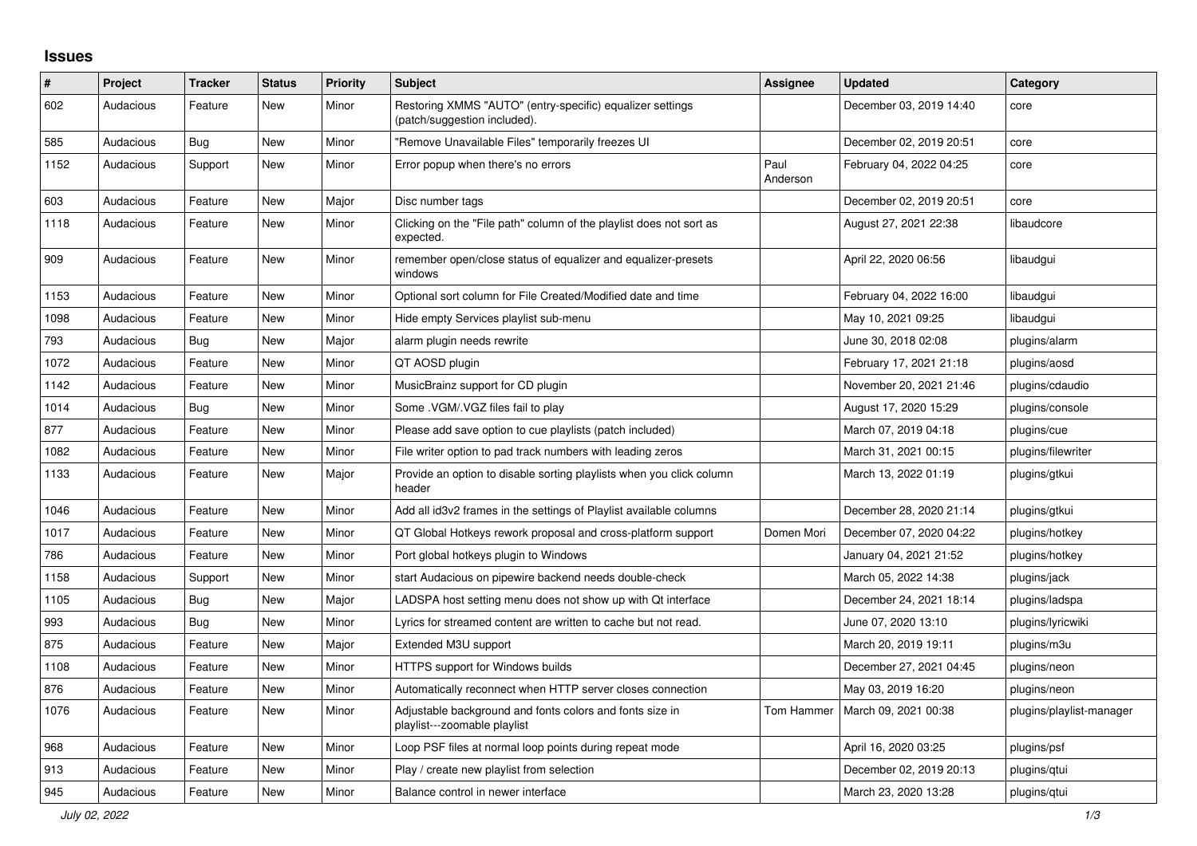# Issues

| # | Project | Tracker | Status | Priority | Subject | Assignee | Updated | Category |
|---|---|---|---|---|---|---|---|---|
| 602 | Audacious | Feature | New | Minor | Restoring XMMS "AUTO" (entry-specific) equalizer settings (patch/suggestion included). | | December 03, 2019 14:40 | core |
| 585 | Audacious | Bug | New | Minor | "Remove Unavailable Files" temporarily freezes UI | | December 02, 2019 20:51 | core |
| 1152 | Audacious | Support | New | Minor | Error popup when there's no errors | Paul Anderson | February 04, 2022 04:25 | core |
| 603 | Audacious | Feature | New | Major | Disc number tags | | December 02, 2019 20:51 | core |
| 1118 | Audacious | Feature | New | Minor | Clicking on the "File path" column of the playlist does not sort as expected. | | August 27, 2021 22:38 | libaudcore |
| 909 | Audacious | Feature | New | Minor | remember open/close status of equalizer and equalizer-presets windows | | April 22, 2020 06:56 | libaudgui |
| 1153 | Audacious | Feature | New | Minor | Optional sort column for File Created/Modified date and time | | February 04, 2022 16:00 | libaudgui |
| 1098 | Audacious | Feature | New | Minor | Hide empty Services playlist sub-menu | | May 10, 2021 09:25 | libaudgui |
| 793 | Audacious | Bug | New | Major | alarm plugin needs rewrite | | June 30, 2018 02:08 | plugins/alarm |
| 1072 | Audacious | Feature | New | Minor | QT AOSD plugin | | February 17, 2021 21:18 | plugins/aosd |
| 1142 | Audacious | Feature | New | Minor | MusicBrainz support for CD plugin | | November 20, 2021 21:46 | plugins/cdaudio |
| 1014 | Audacious | Bug | New | Minor | Some .VGM/.VGZ files fail to play | | August 17, 2020 15:29 | plugins/console |
| 877 | Audacious | Feature | New | Minor | Please add save option to cue playlists (patch included) | | March 07, 2019 04:18 | plugins/cue |
| 1082 | Audacious | Feature | New | Minor | File writer option to pad track numbers with leading zeros | | March 31, 2021 00:15 | plugins/filewriter |
| 1133 | Audacious | Feature | New | Major | Provide an option to disable sorting playlists when you click column header | | March 13, 2022 01:19 | plugins/gtkui |
| 1046 | Audacious | Feature | New | Minor | Add all id3v2 frames in the settings of Playlist available columns | | December 28, 2020 21:14 | plugins/gtkui |
| 1017 | Audacious | Feature | New | Minor | QT Global Hotkeys rework proposal and cross-platform support | Domen Mori | December 07, 2020 04:22 | plugins/hotkey |
| 786 | Audacious | Feature | New | Minor | Port global hotkeys plugin to Windows | | January 04, 2021 21:52 | plugins/hotkey |
| 1158 | Audacious | Support | New | Minor | start Audacious on pipewire backend needs double-check | | March 05, 2022 14:38 | plugins/jack |
| 1105 | Audacious | Bug | New | Major | LADSPA host setting menu does not show up with Qt interface | | December 24, 2021 18:14 | plugins/ladspa |
| 993 | Audacious | Bug | New | Minor | Lyrics for streamed content are written to cache but not read. | | June 07, 2020 13:10 | plugins/lyricwiki |
| 875 | Audacious | Feature | New | Major | Extended M3U support | | March 20, 2019 19:11 | plugins/m3u |
| 1108 | Audacious | Feature | New | Minor | HTTPS support for Windows builds | | December 27, 2021 04:45 | plugins/neon |
| 876 | Audacious | Feature | New | Minor | Automatically reconnect when HTTP server closes connection | | May 03, 2019 16:20 | plugins/neon |
| 1076 | Audacious | Feature | New | Minor | Adjustable background and fonts colors and fonts size in playlist---zoomable playlist | Tom Hammer | March 09, 2021 00:38 | plugins/playlist-manager |
| 968 | Audacious | Feature | New | Minor | Loop PSF files at normal loop points during repeat mode | | April 16, 2020 03:25 | plugins/psf |
| 913 | Audacious | Feature | New | Minor | Play / create new playlist from selection | | December 02, 2019 20:13 | plugins/qtui |
| 945 | Audacious | Feature | New | Minor | Balance control in newer interface | | March 23, 2020 13:28 | plugins/qtui |

*July 02, 2022*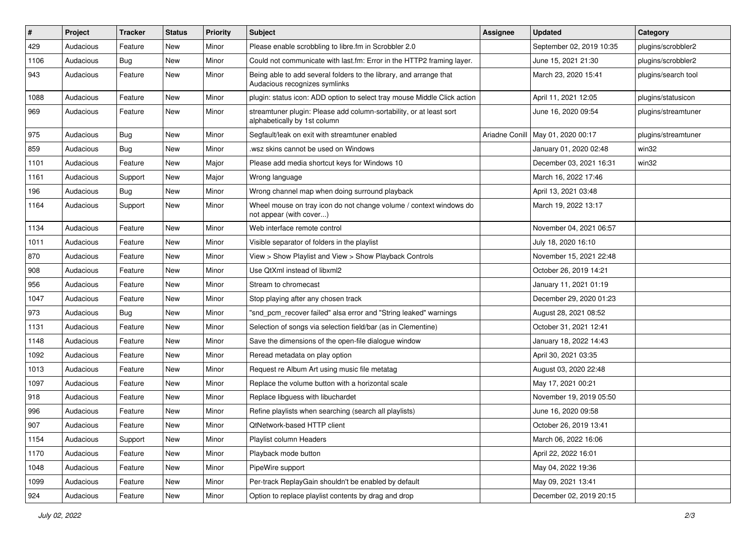| # | Project | Tracker | Status | Priority | Subject | Assignee | Updated | Category |
|---|---|---|---|---|---|---|---|---|
| 429 | Audacious | Feature | New | Minor | Please enable scrobbling to libre.fm in Scrobbler 2.0 | | September 02, 2019 10:35 | plugins/scrobbler2 |
| 1106 | Audacious | Bug | New | Minor | Could not communicate with last.fm: Error in the HTTP2 framing layer. | | June 15, 2021 21:30 | plugins/scrobbler2 |
| 943 | Audacious | Feature | New | Minor | Being able to add several folders to the library, and arrange that Audacious recognizes symlinks | | March 23, 2020 15:41 | plugins/search tool |
| 1088 | Audacious | Feature | New | Minor | plugin: status icon: ADD option to select tray mouse Middle Click action | | April 11, 2021 12:05 | plugins/statusicon |
| 969 | Audacious | Feature | New | Minor | streamtuner plugin: Please add column-sortability, or at least sort alphabetically by 1st column | | June 16, 2020 09:54 | plugins/streamtuner |
| 975 | Audacious | Bug | New | Minor | Segfault/leak on exit with streamtuner enabled | Ariadne Conill | May 01, 2020 00:17 | plugins/streamtuner |
| 859 | Audacious | Bug | New | Minor | .wsz skins cannot be used on Windows | | January 01, 2020 02:48 | win32 |
| 1101 | Audacious | Feature | New | Major | Please add media shortcut keys for Windows 10 | | December 03, 2021 16:31 | win32 |
| 1161 | Audacious | Support | New | Major | Wrong language | | March 16, 2022 17:46 | |
| 196 | Audacious | Bug | New | Minor | Wrong channel map when doing surround playback | | April 13, 2021 03:48 | |
| 1164 | Audacious | Support | New | Minor | Wheel mouse on tray icon do not change volume / context windows do not appear (with cover...) | | March 19, 2022 13:17 | |
| 1134 | Audacious | Feature | New | Minor | Web interface remote control | | November 04, 2021 06:57 | |
| 1011 | Audacious | Feature | New | Minor | Visible separator of folders in the playlist | | July 18, 2020 16:10 | |
| 870 | Audacious | Feature | New | Minor | View > Show Playlist and View > Show Playback Controls | | November 15, 2021 22:48 | |
| 908 | Audacious | Feature | New | Minor | Use QtXml instead of libxml2 | | October 26, 2019 14:21 | |
| 956 | Audacious | Feature | New | Minor | Stream to chromecast | | January 11, 2021 01:19 | |
| 1047 | Audacious | Feature | New | Minor | Stop playing after any chosen track | | December 29, 2020 01:23 | |
| 973 | Audacious | Bug | New | Minor | "snd_pcm_recover failed" alsa error and "String leaked" warnings | | August 28, 2021 08:52 | |
| 1131 | Audacious | Feature | New | Minor | Selection of songs via selection field/bar (as in Clementine) | | October 31, 2021 12:41 | |
| 1148 | Audacious | Feature | New | Minor | Save the dimensions of the open-file dialogue window | | January 18, 2022 14:43 | |
| 1092 | Audacious | Feature | New | Minor | Reread metadata on play option | | April 30, 2021 03:35 | |
| 1013 | Audacious | Feature | New | Minor | Request re Album Art using music file metatag | | August 03, 2020 22:48 | |
| 1097 | Audacious | Feature | New | Minor | Replace the volume button with a horizontal scale | | May 17, 2021 00:21 | |
| 918 | Audacious | Feature | New | Minor | Replace libguess with libuchardet | | November 19, 2019 05:50 | |
| 996 | Audacious | Feature | New | Minor | Refine playlists when searching (search all playlists) | | June 16, 2020 09:58 | |
| 907 | Audacious | Feature | New | Minor | QtNetwork-based HTTP client | | October 26, 2019 13:41 | |
| 1154 | Audacious | Support | New | Minor | Playlist column Headers | | March 06, 2022 16:06 | |
| 1170 | Audacious | Feature | New | Minor | Playback mode button | | April 22, 2022 16:01 | |
| 1048 | Audacious | Feature | New | Minor | PipeWire support | | May 04, 2022 19:36 | |
| 1099 | Audacious | Feature | New | Minor | Per-track ReplayGain shouldn't be enabled by default | | May 09, 2021 13:41 | |
| 924 | Audacious | Feature | New | Minor | Option to replace playlist contents by drag and drop | | December 02, 2019 20:15 | |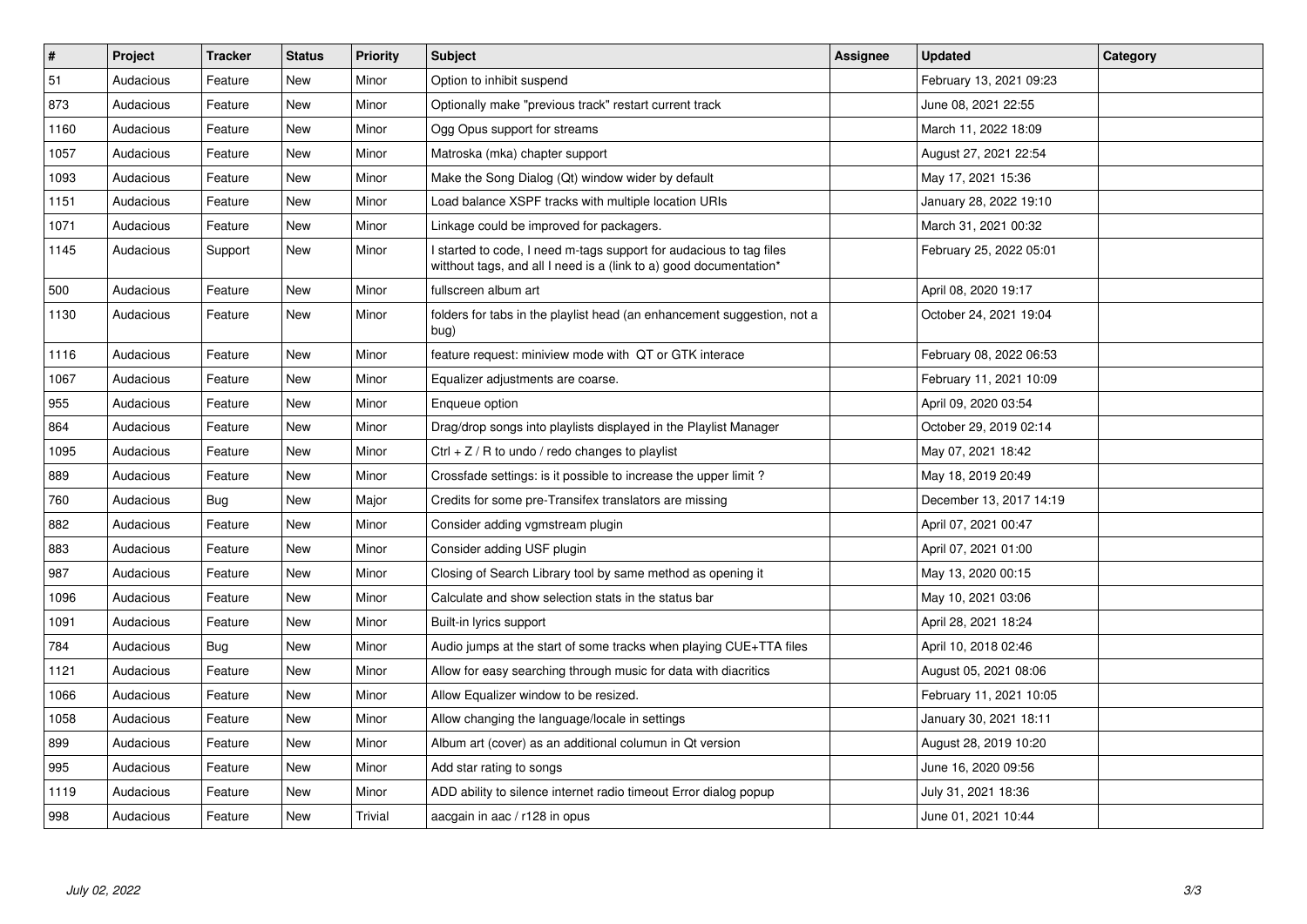| # | Project | Tracker | Status | Priority | Subject | Assignee | Updated | Category |
|---|---|---|---|---|---|---|---|---|
| 51 | Audacious | Feature | New | Minor | Option to inhibit suspend | | February 13, 2021 09:23 | |
| 873 | Audacious | Feature | New | Minor | Optionally make "previous track" restart current track | | June 08, 2021 22:55 | |
| 1160 | Audacious | Feature | New | Minor | Ogg Opus support for streams | | March 11, 2022 18:09 | |
| 1057 | Audacious | Feature | New | Minor | Matroska (mka) chapter support | | August 27, 2021 22:54 | |
| 1093 | Audacious | Feature | New | Minor | Make the Song Dialog (Qt) window wider by default | | May 17, 2021 15:36 | |
| 1151 | Audacious | Feature | New | Minor | Load balance XSPF tracks with multiple location URIs | | January 28, 2022 19:10 | |
| 1071 | Audacious | Feature | New | Minor | Linkage could be improved for packagers. | | March 31, 2021 00:32 | |
| 1145 | Audacious | Support | New | Minor | I started to code, I need m-tags support for audacious to tag files witthout tags, and all I need is a (link to a) good documentation* | | February 25, 2022 05:01 | |
| 500 | Audacious | Feature | New | Minor | fullscreen album art | | April 08, 2020 19:17 | |
| 1130 | Audacious | Feature | New | Minor | folders for tabs in the playlist head (an enhancement suggestion, not a bug) | | October 24, 2021 19:04 | |
| 1116 | Audacious | Feature | New | Minor | feature request: miniview mode with QT or GTK interace | | February 08, 2022 06:53 | |
| 1067 | Audacious | Feature | New | Minor | Equalizer adjustments are coarse. | | February 11, 2021 10:09 | |
| 955 | Audacious | Feature | New | Minor | Enqueue option | | April 09, 2020 03:54 | |
| 864 | Audacious | Feature | New | Minor | Drag/drop songs into playlists displayed in the Playlist Manager | | October 29, 2019 02:14 | |
| 1095 | Audacious | Feature | New | Minor | Ctrl + Z / R to undo / redo changes to playlist | | May 07, 2021 18:42 | |
| 889 | Audacious | Feature | New | Minor | Crossfade settings: is it possible to increase the upper limit ? | | May 18, 2019 20:49 | |
| 760 | Audacious | Bug | New | Major | Credits for some pre-Transifex translators are missing | | December 13, 2017 14:19 | |
| 882 | Audacious | Feature | New | Minor | Consider adding vgmstream plugin | | April 07, 2021 00:47 | |
| 883 | Audacious | Feature | New | Minor | Consider adding USF plugin | | April 07, 2021 01:00 | |
| 987 | Audacious | Feature | New | Minor | Closing of Search Library tool by same method as opening it | | May 13, 2020 00:15 | |
| 1096 | Audacious | Feature | New | Minor | Calculate and show selection stats in the status bar | | May 10, 2021 03:06 | |
| 1091 | Audacious | Feature | New | Minor | Built-in lyrics support | | April 28, 2021 18:24 | |
| 784 | Audacious | Bug | New | Minor | Audio jumps at the start of some tracks when playing CUE+TTA files | | April 10, 2018 02:46 | |
| 1121 | Audacious | Feature | New | Minor | Allow for easy searching through music for data with diacritics | | August 05, 2021 08:06 | |
| 1066 | Audacious | Feature | New | Minor | Allow Equalizer window to be resized. | | February 11, 2021 10:05 | |
| 1058 | Audacious | Feature | New | Minor | Allow changing the language/locale in settings | | January 30, 2021 18:11 | |
| 899 | Audacious | Feature | New | Minor | Album art (cover) as an additional columun in Qt version | | August 28, 2019 10:20 | |
| 995 | Audacious | Feature | New | Minor | Add star rating to songs | | June 16, 2020 09:56 | |
| 1119 | Audacious | Feature | New | Minor | ADD ability to silence internet radio timeout Error dialog popup | | July 31, 2021 18:36 | |
| 998 | Audacious | Feature | New | Trivial | aacgain in aac / r128 in opus | | June 01, 2021 10:44 | |

*July 02, 2022*